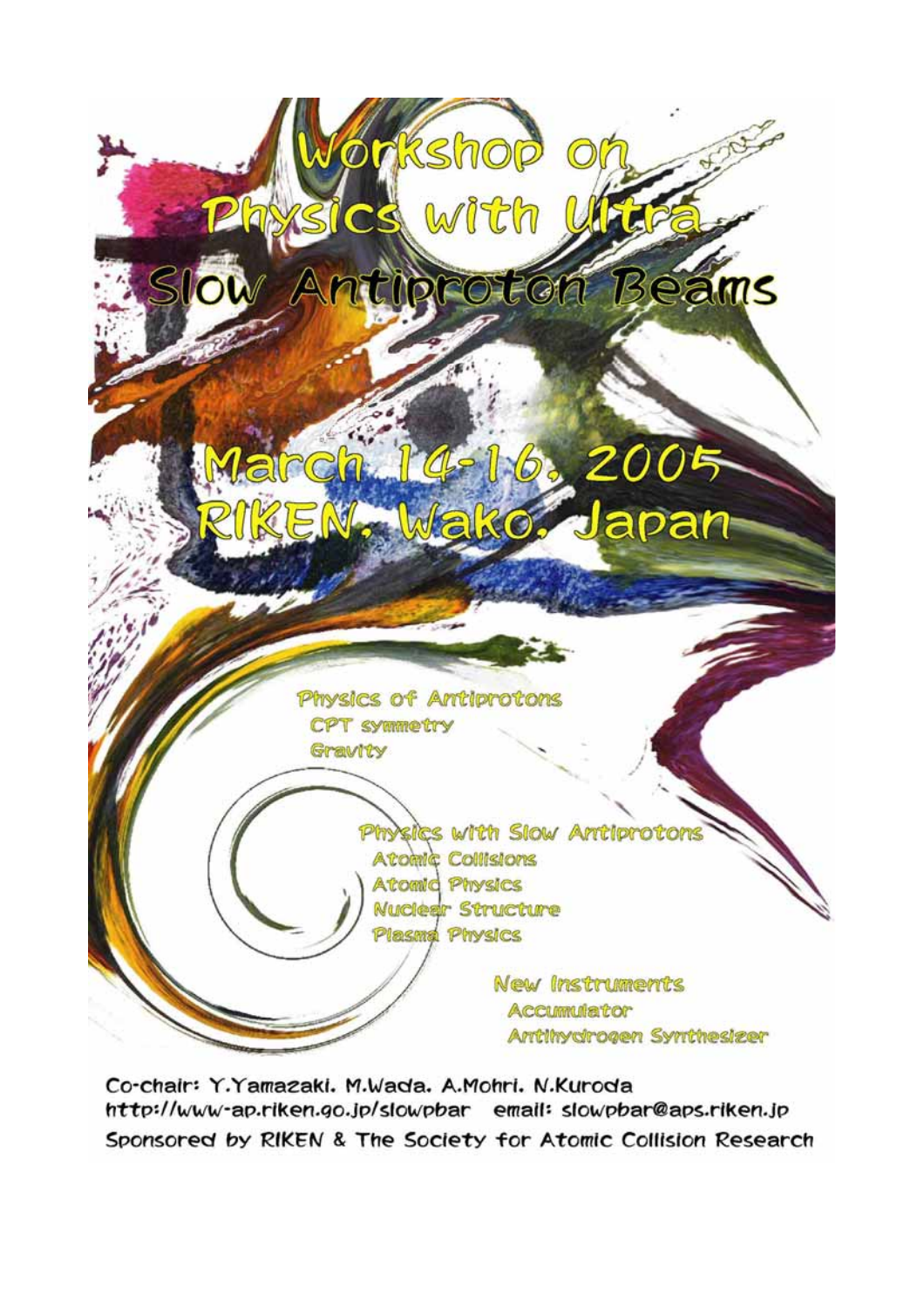# Workshop on Physics with Ultra Slow Antiproton Beams

## March 14-16, 2005
## RIKEN, Wako, Japan

**Physics of Antiprotons**
- CPT symmetry
- Gravity

**Physics with Slow Antiprotons**
- Atomic Collisions
- Atomic Physics
- Nuclear Structure
- Plasma Physics

**New Instruments**
- Accumulator
- Antihydrogen Synthesizer

Co-chair: Y.Yamazaki, M.Wada, A.Mohri, N.Kuroda

http://www-ap.riken.go.jp/slowpbar email: slowpbar@aps.riken.jp

Sponsored by RIKEN & The Society for Atomic Collision Research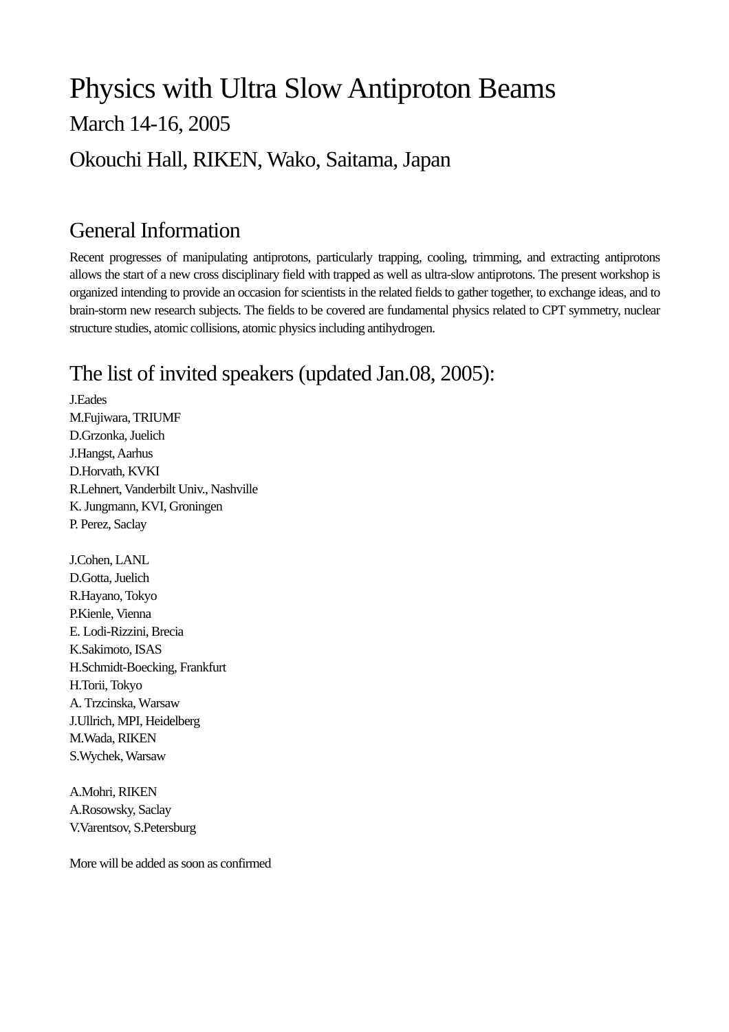# Physics with Ultra Slow Antiproton Beams

## March 14-16, 2005

## Okouchi Hall, RIKEN, Wako, Saitama, Japan

## General Information

Recent progresses of manipulating antiprotons, particularly trapping, cooling, trimming, and extracting antiprotons allows the start of a new cross disciplinary field with trapped as well as ultra-slow antiprotons. The present workshop is organized intending to provide an occasion for scientists in the related fields to gather together, to exchange ideas, and to brain-storm new research subjects. The fields to be covered are fundamental physics related to CPT symmetry, nuclear structure studies, atomic collisions, atomic physics including antihydrogen.

## The list of invited speakers (updated Jan.08, 2005):

J.Eades  
M.Fujiwara, TRIUMF  
D.Grzonka, Juelich  
J.Hangst, Aarhus  
D.Horvath, KVKI  
R.Lehnert, Vanderbilt Univ., Nashville  
K. Jungmann, KVI, Groningen  
P. Perez, Saclay

J.Cohen, LANL  
D.Gotta, Juelich  
R.Hayano, Tokyo  
P.Kienle, Vienna  
E. Lodi-Rizzini, Brecia  
K.Sakimoto, ISAS  
H.Schmidt-Boecking, Frankfurt  
H.Torii, Tokyo  
A. Trzcinska, Warsaw  
J.Ullrich, MPI, Heidelberg  
M.Wada, RIKEN  
S.Wychek, Warsaw

A.Mohri, RIKEN  
A.Rosowsky, Saclay  
V.Varentsov, S.Petersburg

More will be added as soon as confirmed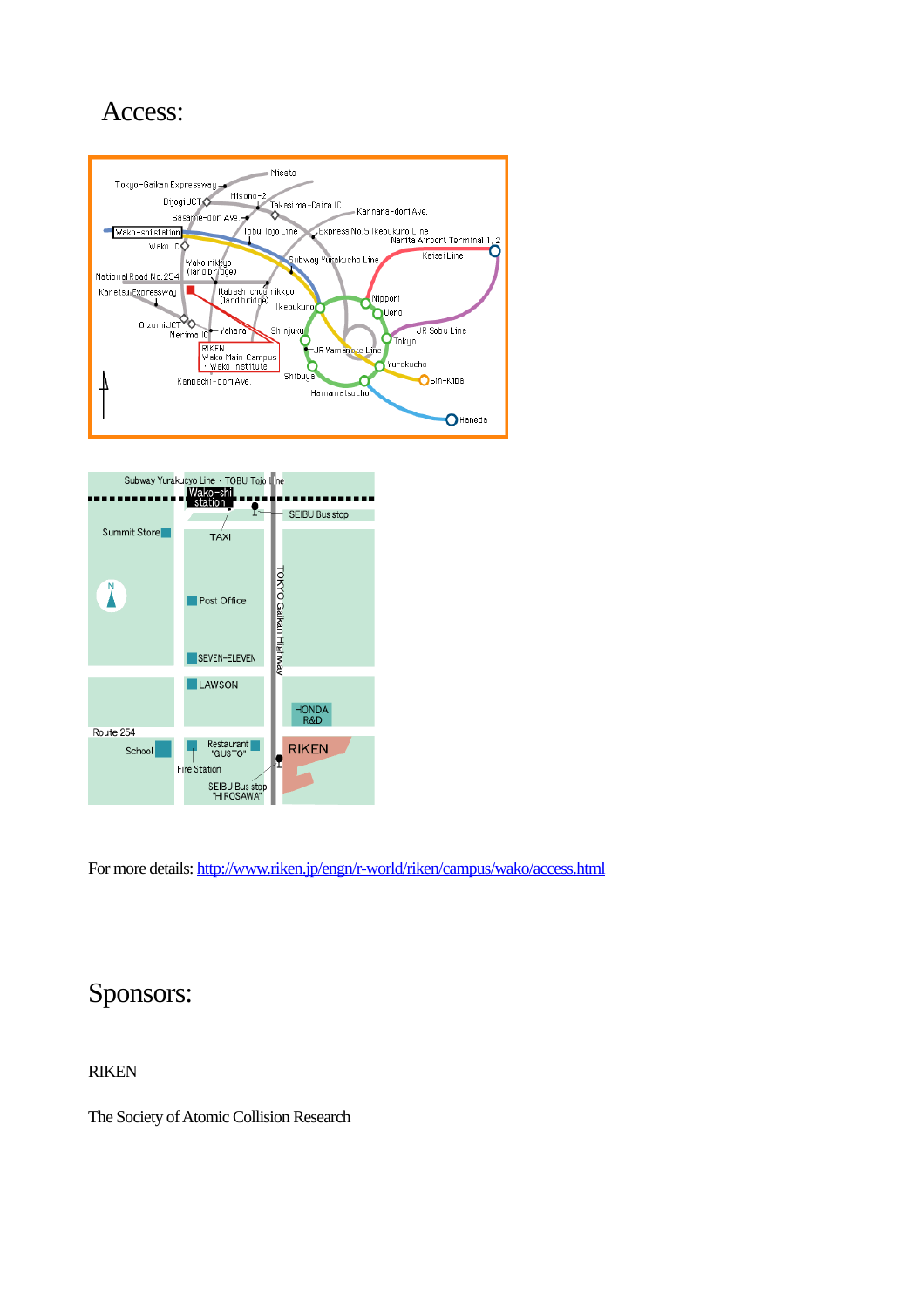# Access:

For more details: [http://www.riken.jp/engn/r-world/riken/campus/wako/access.html](http://www.riken.jp/engn/r-world/riken/campus/wako/access.html)

# Sponsors:

RIKEN

The Society of Atomic Collision Research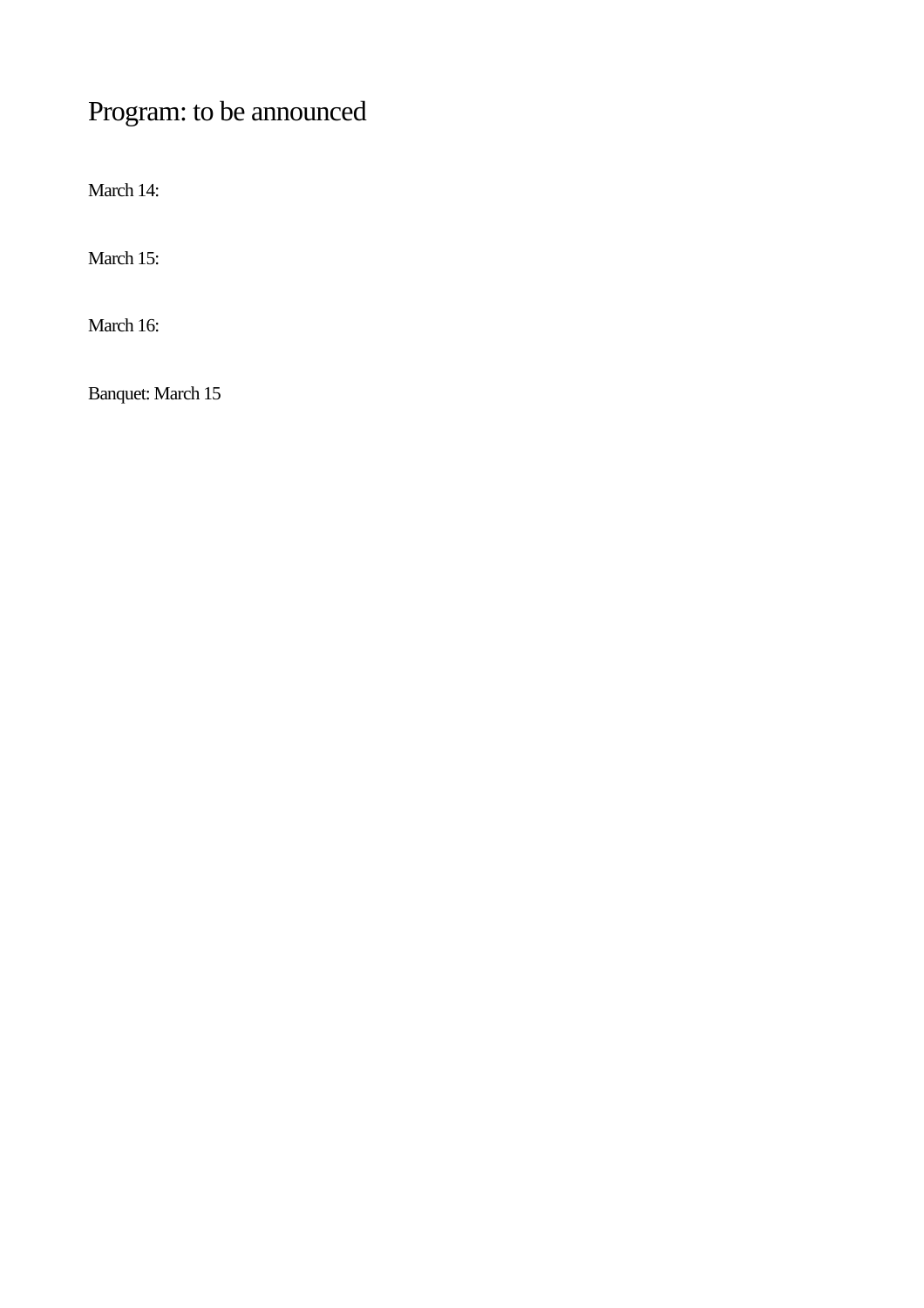# Program: to be announced

March 14:

March 15:

March 16:

Banquet: March 15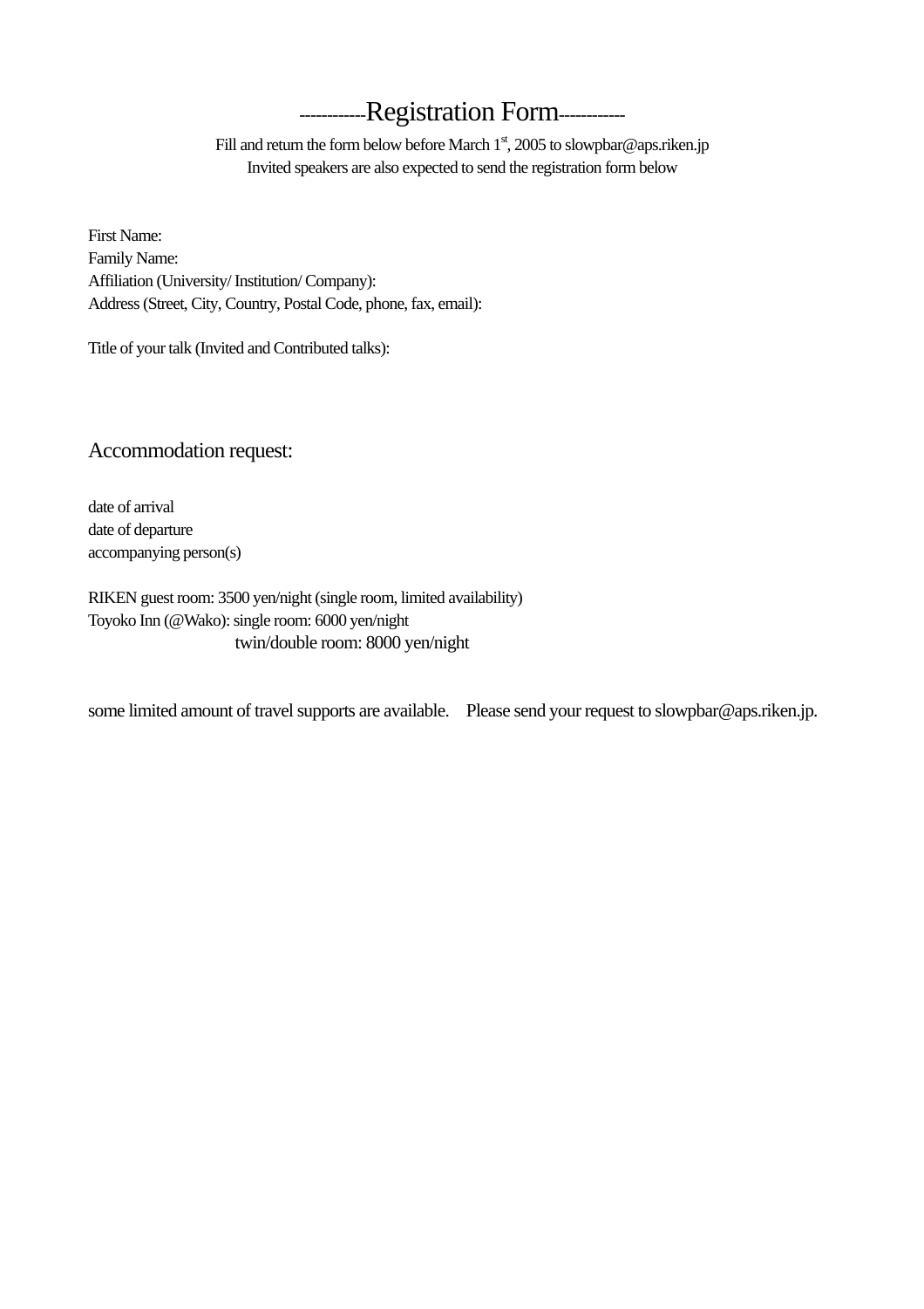# ------------Registration Form------------

Fill and return the form below before March 1st, 2005 to slowpbar@aps.riken.jp
Invited speakers are also expected to send the registration form below

First Name:
Family Name:
Affiliation (University/ Institution/ Company):
Address (Street, City, Country, Postal Code, phone, fax, email):

Title of your talk (Invited and Contributed talks):

## Accommodation request:

date of arrival
date of departure
accompanying person(s)

RIKEN guest room: 3500 yen/night (single room, limited availability)
Toyoko Inn (@Wako): single room: 6000 yen/night
twin/double room: 8000 yen/night

some limited amount of travel supports are available. Please send your request to slowpbar@aps.riken.jp.